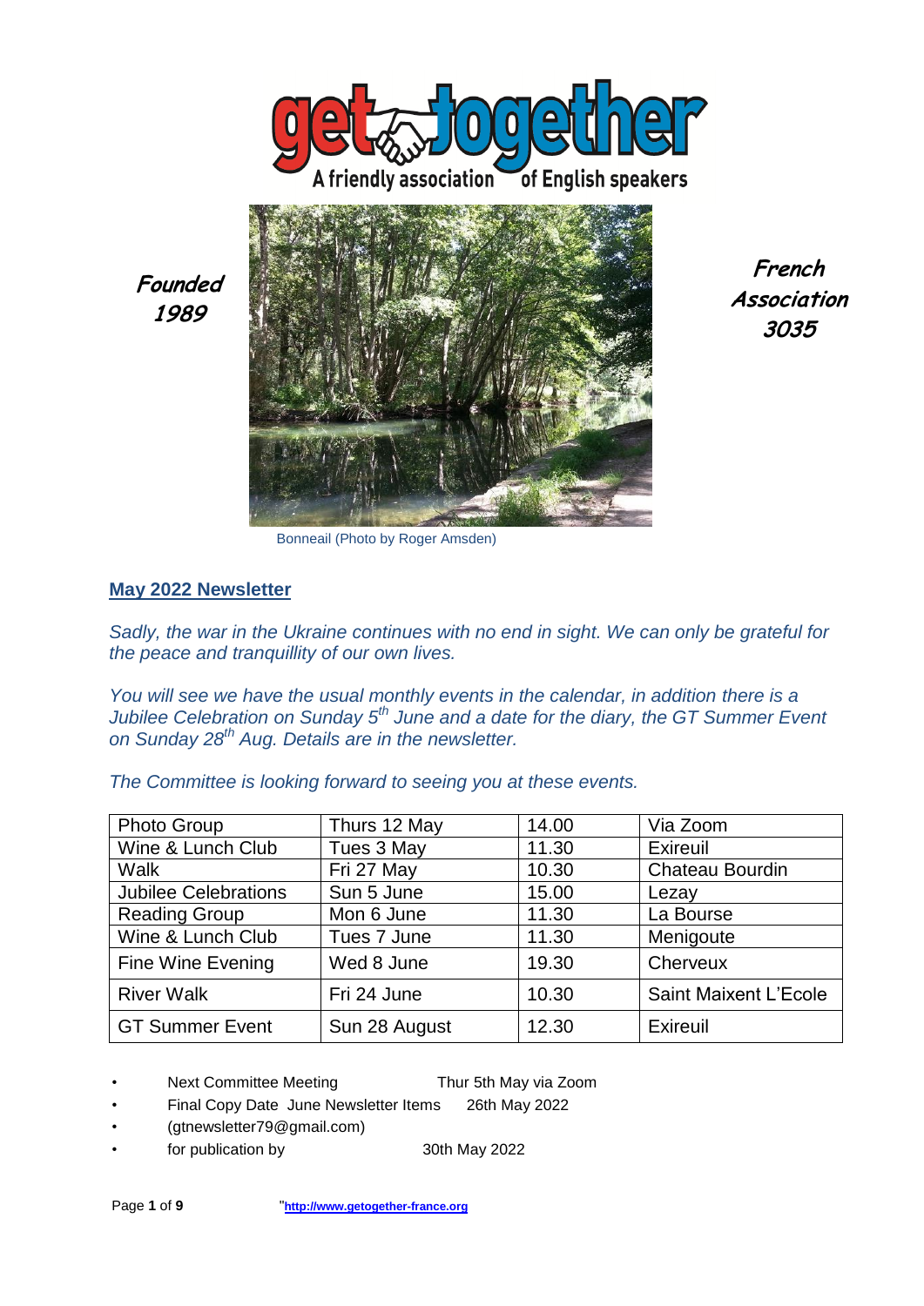get together

A friendly association of English speakers

**Founded 1989**

**French Association 3035**

Bonneail (Photo by Roger Amsden)

## May 2022 Newsletter

*Sadly, the war in the Ukraine continues with no end in sight. We can only be grateful for the peace and tranquillity of our own lives.*

*You will see we have the usual monthly events in the calendar, in addition there is a Jubilee Celebration on Sunday 5th June and a date for the diary, the GT Summer Event on Sunday 28th Aug. Details are in the newsletter.*

*The Committee is looking forward to seeing you at these events.*

| Photo Group | Thurs 12 May | 14.00 | Via Zoom |
|---|---|---|---|
| Wine & Lunch Club | Tues 3 May | 11.30 | Exireuil |
| Walk | Fri 27 May | 10.30 | Chateau Bourdin |
| Jubilee Celebrations | Sun 5 June | 15.00 | Lezay |
| Reading Group | Mon 6 June | 11.30 | La Bourse |
| Wine & Lunch Club | Tues 7 June | 11.30 | Menigoute |
| Fine Wine Evening | Wed 8 June | 19.30 | Cherveux |
| River Walk | Fri 24 June | 10.30 | Saint Maixent L'Ecole |
| GT Summer Event | Sun 28 August | 12.30 | Exireuil |

- Next Committee Meeting Thur 5th May via Zoom
- Final Copy Date June Newsletter Items 26th May 2022
- (gtnewsletter79@gmail.com)
- for publication by 30th May 2022

http://www.getogether-france.org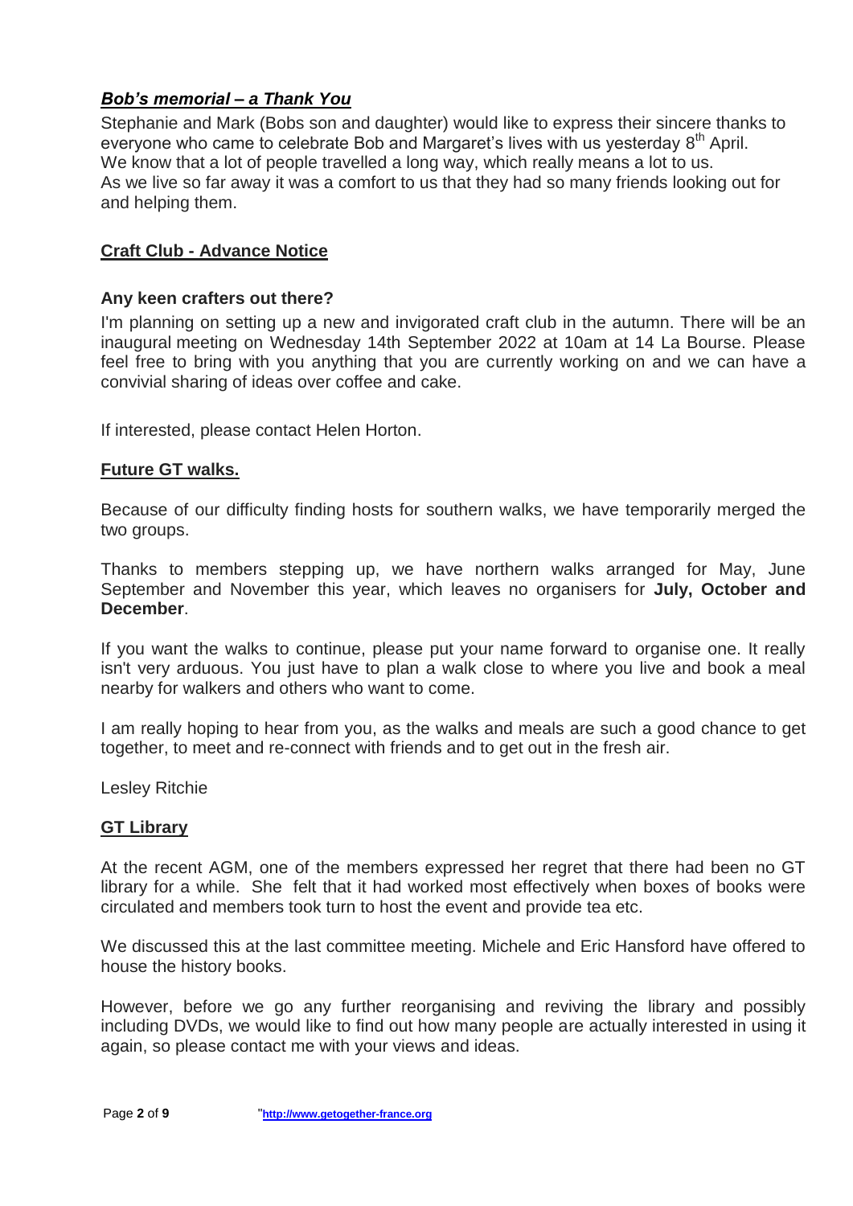## ***Bob's memorial – a Thank You***

Stephanie and Mark (Bobs son and daughter) would like to express their sincere thanks to everyone who came to celebrate Bob and Margaret's lives with us yesterday 8th April.
We know that a lot of people travelled a long way, which really means a lot to us.
As we live so far away it was a comfort to us that they had so many friends looking out for and helping them.

## Craft Club - Advance Notice

**Any keen crafters out there?**

I'm planning on setting up a new and invigorated craft club in the autumn. There will be an inaugural meeting on Wednesday 14th September 2022 at 10am at 14 La Bourse. Please feel free to bring with you anything that you are currently working on and we can have a convivial sharing of ideas over coffee and cake.

If interested, please contact Helen Horton.

## Future GT walks.

Because of our difficulty finding hosts for southern walks, we have temporarily merged the two groups.

Thanks to members stepping up, we have northern walks arranged for May, June September and November this year, which leaves no organisers for **July, October and December**.

If you want the walks to continue, please put your name forward to organise one. It really isn't very arduous. You just have to plan a walk close to where you live and book a meal nearby for walkers and others who want to come.

I am really hoping to hear from you, as the walks and meals are such a good chance to get together, to meet and re-connect with friends and to get out in the fresh air.

Lesley Ritchie

## GT Library

At the recent AGM, one of the members expressed her regret that there had been no GT library for a while. She felt that it had worked most effectively when boxes of books were circulated and members took turn to host the event and provide tea etc.

We discussed this at the last committee meeting. Michele and Eric Hansford have offered to house the history books.

However, before we go any further reorganising and reviving the library and possibly including DVDs, we would like to find out how many people are actually interested in using it again, so please contact me with your views and ideas.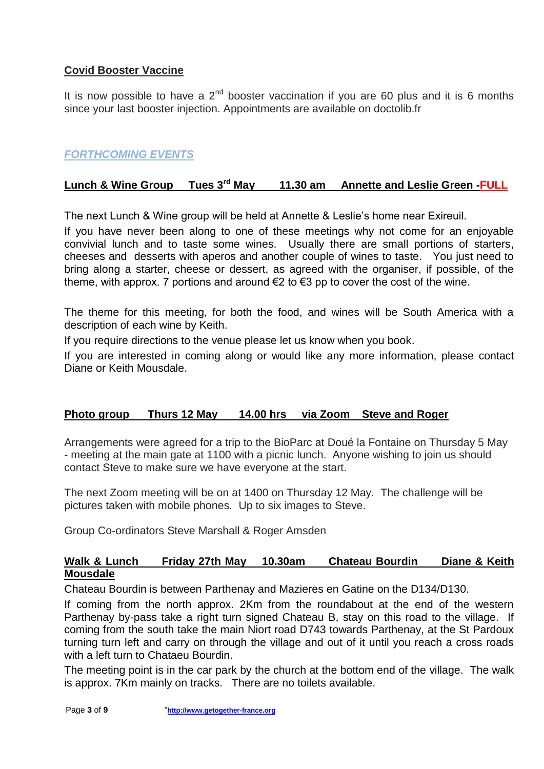## Covid Booster Vaccine

It is now possible to have a 2nd booster vaccination if you are 60 plus and it is 6 months since your last booster injection. Appointments are available on doctolib.fr

## *FORTHCOMING EVENTS*

### Lunch & Wine Group    Tues 3rd May    11.30 am    Annette and Leslie Green -FULL

The next Lunch & Wine group will be held at Annette & Leslie's home near Exireuil.

If you have never been along to one of these meetings why not come for an enjoyable convivial lunch and to taste some wines. Usually there are small portions of starters, cheeses and desserts with aperos and another couple of wines to taste. You just need to bring along a starter, cheese or dessert, as agreed with the organiser, if possible, of the theme, with approx. 7 portions and around €2 to €3 pp to cover the cost of the wine.

The theme for this meeting, for both the food, and wines will be South America with a description of each wine by Keith.

If you require directions to the venue please let us know when you book.

If you are interested in coming along or would like any more information, please contact Diane or Keith Mousdale.

### Photo group    Thurs 12 May    14.00 hrs    via Zoom    Steve and Roger

Arrangements were agreed for a trip to the BioParc at Doué la Fontaine on Thursday 5 May - meeting at the main gate at 1100 with a picnic lunch. Anyone wishing to join us should contact Steve to make sure we have everyone at the start.

The next Zoom meeting will be on at 1400 on Thursday 12 May. The challenge will be pictures taken with mobile phones. Up to six images to Steve.

Group Co-ordinators Steve Marshall & Roger Amsden

### Walk & Lunch    Friday 27th May    10.30am    Chateau Bourdin    Diane & Keith Mousdale

Chateau Bourdin is between Parthenay and Mazieres en Gatine on the D134/D130.

If coming from the north approx. 2Km from the roundabout at the end of the western Parthenay by-pass take a right turn signed Chateau B, stay on this road to the village. If coming from the south take the main Niort road D743 towards Parthenay, at the St Pardoux turning turn left and carry on through the village and out of it until you reach a cross roads with a left turn to Chataeu Bourdin.

The meeting point is in the car park by the church at the bottom end of the village. The walk is approx. 7Km mainly on tracks. There are no toilets available.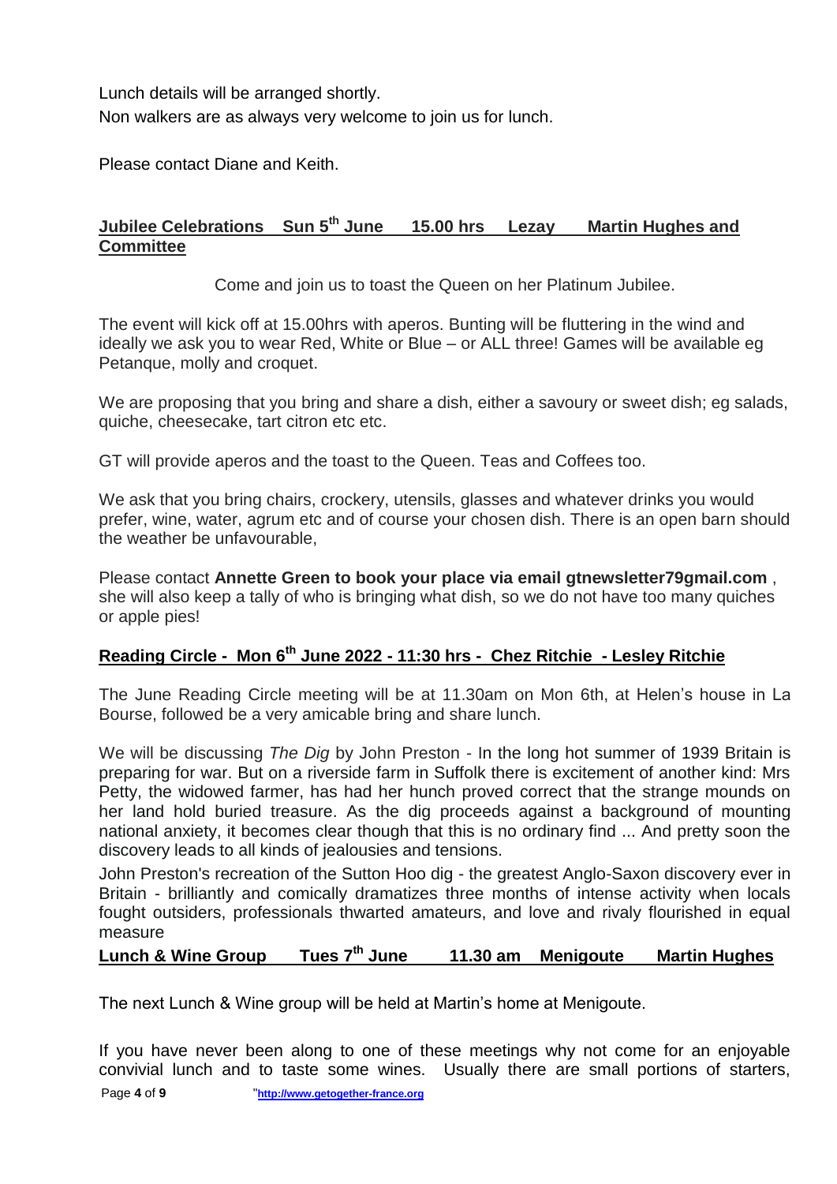Lunch details will be arranged shortly.

Non walkers are as always very welcome to join us for lunch.

Please contact Diane and Keith.

## Jubilee Celebrations Sun 5th June 15.00 hrs Lezay Martin Hughes and Committee

Come and join us to toast the Queen on her Platinum Jubilee.

The event will kick off at 15.00hrs with aperos. Bunting will be fluttering in the wind and ideally we ask you to wear Red, White or Blue – or ALL three! Games will be available eg Petanque, molly and croquet.

We are proposing that you bring and share a dish, either a savoury or sweet dish; eg salads, quiche, cheesecake, tart citron etc etc.

GT will provide aperos and the toast to the Queen. Teas and Coffees too.

We ask that you bring chairs, crockery, utensils, glasses and whatever drinks you would prefer, wine, water, agrum etc and of course your chosen dish. There is an open barn should the weather be unfavourable,

Please contact **Annette Green to book your place via email gtnewsletter79gmail.com** , she will also keep a tally of who is bringing what dish, so we do not have too many quiches or apple pies!

## Reading Circle - Mon 6th June 2022 - 11:30 hrs - Chez Ritchie - Lesley Ritchie

The June Reading Circle meeting will be at 11.30am on Mon 6th, at Helen's house in La Bourse, followed be a very amicable bring and share lunch.

We will be discussing *The Dig* by John Preston - In the long hot summer of 1939 Britain is preparing for war. But on a riverside farm in Suffolk there is excitement of another kind: Mrs Petty, the widowed farmer, has had her hunch proved correct that the strange mounds on her land hold buried treasure. As the dig proceeds against a background of mounting national anxiety, it becomes clear though that this is no ordinary find ... And pretty soon the discovery leads to all kinds of jealousies and tensions.

John Preston's recreation of the Sutton Hoo dig - the greatest Anglo-Saxon discovery ever in Britain - brilliantly and comically dramatizes three months of intense activity when locals fought outsiders, professionals thwarted amateurs, and love and rivaly flourished in equal measure

## Lunch & Wine Group Tues 7th June 11.30 am Menigoute Martin Hughes

The next Lunch & Wine group will be held at Martin's home at Menigoute.

If you have never been along to one of these meetings why not come for an enjoyable convivial lunch and to taste some wines. Usually there are small portions of starters,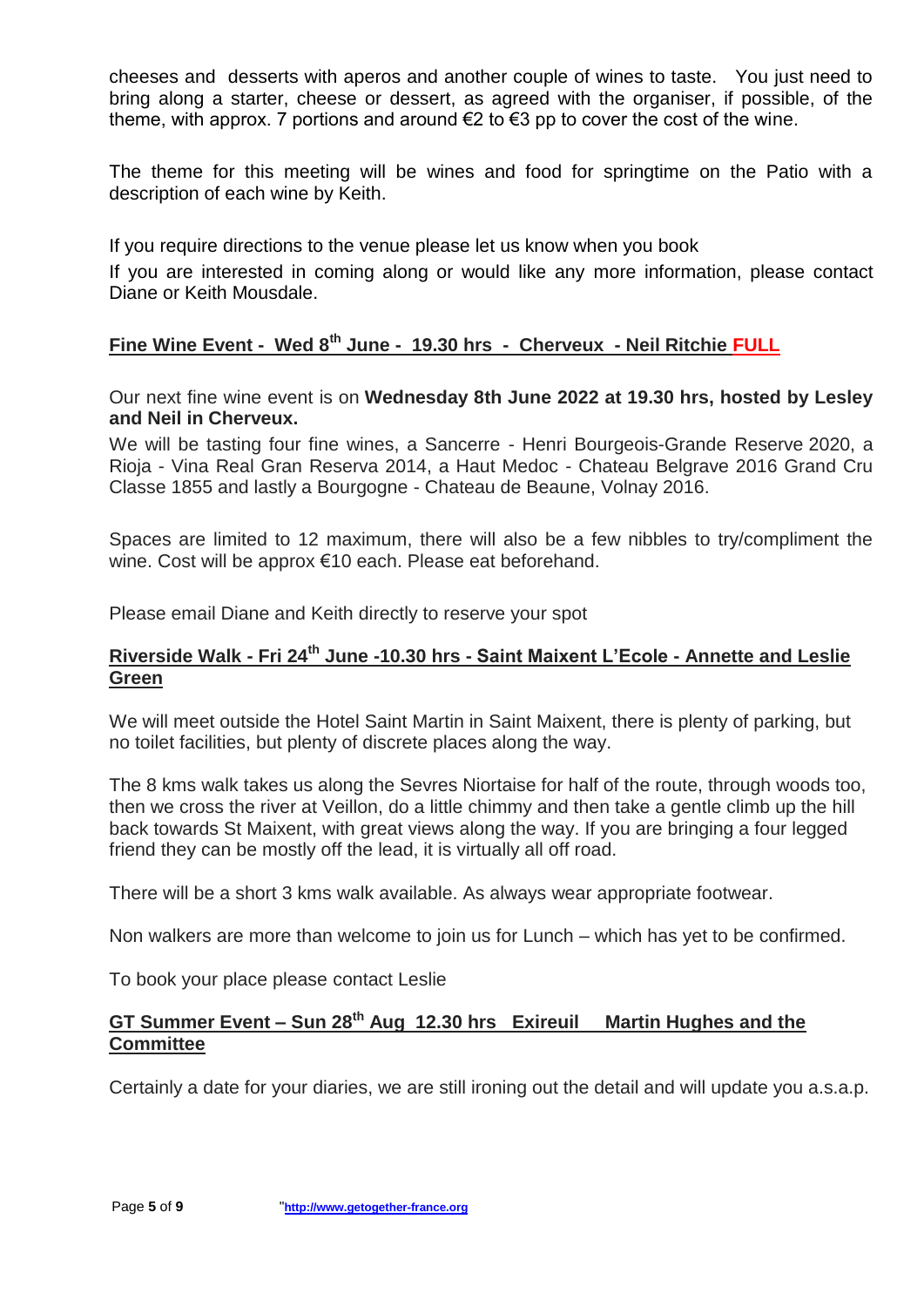cheeses and desserts with aperos and another couple of wines to taste. You just need to bring along a starter, cheese or dessert, as agreed with the organiser, if possible, of the theme, with approx. 7 portions and around €2 to €3 pp to cover the cost of the wine.

The theme for this meeting will be wines and food for springtime on the Patio with a description of each wine by Keith.

If you require directions to the venue please let us know when you book

If you are interested in coming along or would like any more information, please contact Diane or Keith Mousdale.

## Fine Wine Event - Wed 8th June - 19.30 hrs - Cherveux - Neil Ritchie FULL

Our next fine wine event is on **Wednesday 8th June 2022 at 19.30 hrs, hosted by Lesley and Neil in Cherveux.**

We will be tasting four fine wines, a Sancerre - Henri Bourgeois-Grande Reserve 2020, a Rioja - Vina Real Gran Reserva 2014, a Haut Medoc - Chateau Belgrave 2016 Grand Cru Classe 1855 and lastly a Bourgogne - Chateau de Beaune, Volnay 2016.

Spaces are limited to 12 maximum, there will also be a few nibbles to try/compliment the wine. Cost will be approx €10 each. Please eat beforehand.

Please email Diane and Keith directly to reserve your spot

## Riverside Walk - Fri 24th June -10.30 hrs - Saint Maixent L'Ecole - Annette and Leslie Green

We will meet outside the Hotel Saint Martin in Saint Maixent, there is plenty of parking, but no toilet facilities, but plenty of discrete places along the way.

The 8 kms walk takes us along the Sevres Niortaise for half of the route, through woods too, then we cross the river at Veillon, do a little chimmy and then take a gentle climb up the hill back towards St Maixent, with great views along the way. If you are bringing a four legged friend they can be mostly off the lead, it is virtually all off road.

There will be a short 3 kms walk available. As always wear appropriate footwear.

Non walkers are more than welcome to join us for Lunch – which has yet to be confirmed.

To book your place please contact Leslie

## GT Summer Event – Sun 28th Aug 12.30 hrs Exireuil Martin Hughes and the Committee

Certainly a date for your diaries, we are still ironing out the detail and will update you a.s.a.p.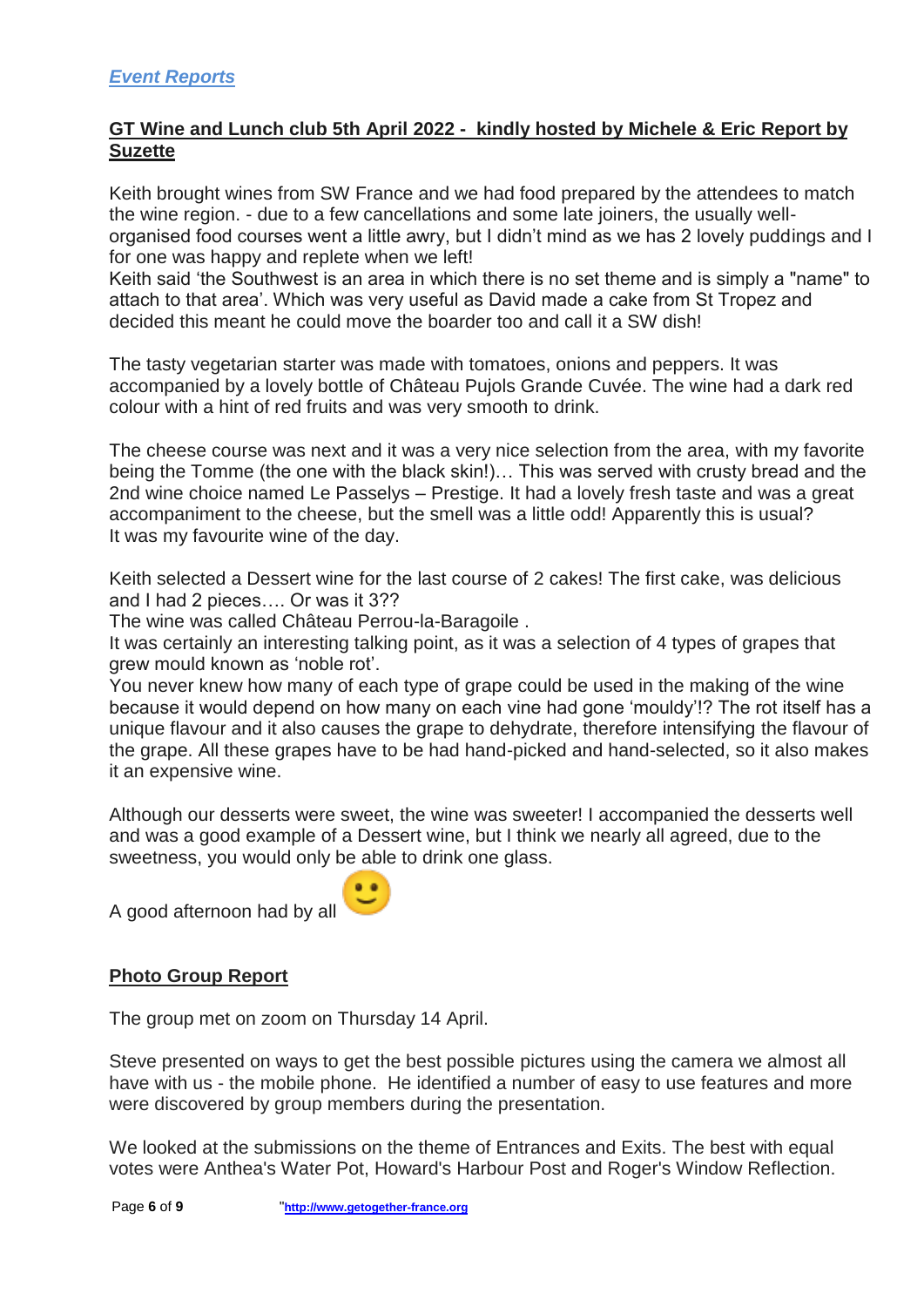## *Event Reports*

**GT Wine and Lunch club 5th April 2022 - kindly hosted by Michele & Eric Report by Suzette**

Keith brought wines from SW France and we had food prepared by the attendees to match the wine region. - due to a few cancellations and some late joiners, the usually well-organised food courses went a little awry, but I didn't mind as we has 2 lovely puddings and I for one was happy and replete when we left!
Keith said 'the Southwest is an area in which there is no set theme and is simply a "name" to attach to that area'. Which was very useful as David made a cake from St Tropez and decided this meant he could move the boarder too and call it a SW dish!

The tasty vegetarian starter was made with tomatoes, onions and peppers. It was accompanied by a lovely bottle of Château Pujols Grande Cuvée. The wine had a dark red colour with a hint of red fruits and was very smooth to drink.

The cheese course was next and it was a very nice selection from the area, with my favorite being the Tomme (the one with the black skin!)… This was served with crusty bread and the 2nd wine choice named Le Passelys – Prestige. It had a lovely fresh taste and was a great accompaniment to the cheese, but the smell was a little odd! Apparently this is usual?
It was my favourite wine of the day.

Keith selected a Dessert wine for the last course of 2 cakes! The first cake, was delicious and I had 2 pieces…. Or was it 3??
The wine was called Château Perrou-la-Baragoile .
It was certainly an interesting talking point, as it was a selection of 4 types of grapes that grew mould known as 'noble rot'.
You never knew how many of each type of grape could be used in the making of the wine because it would depend on how many on each vine had gone 'mouldy'!? The rot itself has a unique flavour and it also causes the grape to dehydrate, therefore intensifying the flavour of the grape. All these grapes have to be had hand-picked and hand-selected, so it also makes it an expensive wine.

Although our desserts were sweet, the wine was sweeter! I accompanied the desserts well and was a good example of a Dessert wine, but I think we nearly all agreed, due to the sweetness, you would only be able to drink one glass.

A good afternoon had by all 🙂

**Photo Group Report**

The group met on zoom on Thursday 14 April.

Steve presented on ways to get the best possible pictures using the camera we almost all have with us - the mobile phone. He identified a number of easy to use features and more were discovered by group members during the presentation.

We looked at the submissions on the theme of Entrances and Exits. The best with equal votes were Anthea's Water Pot, Howard's Harbour Post and Roger's Window Reflection.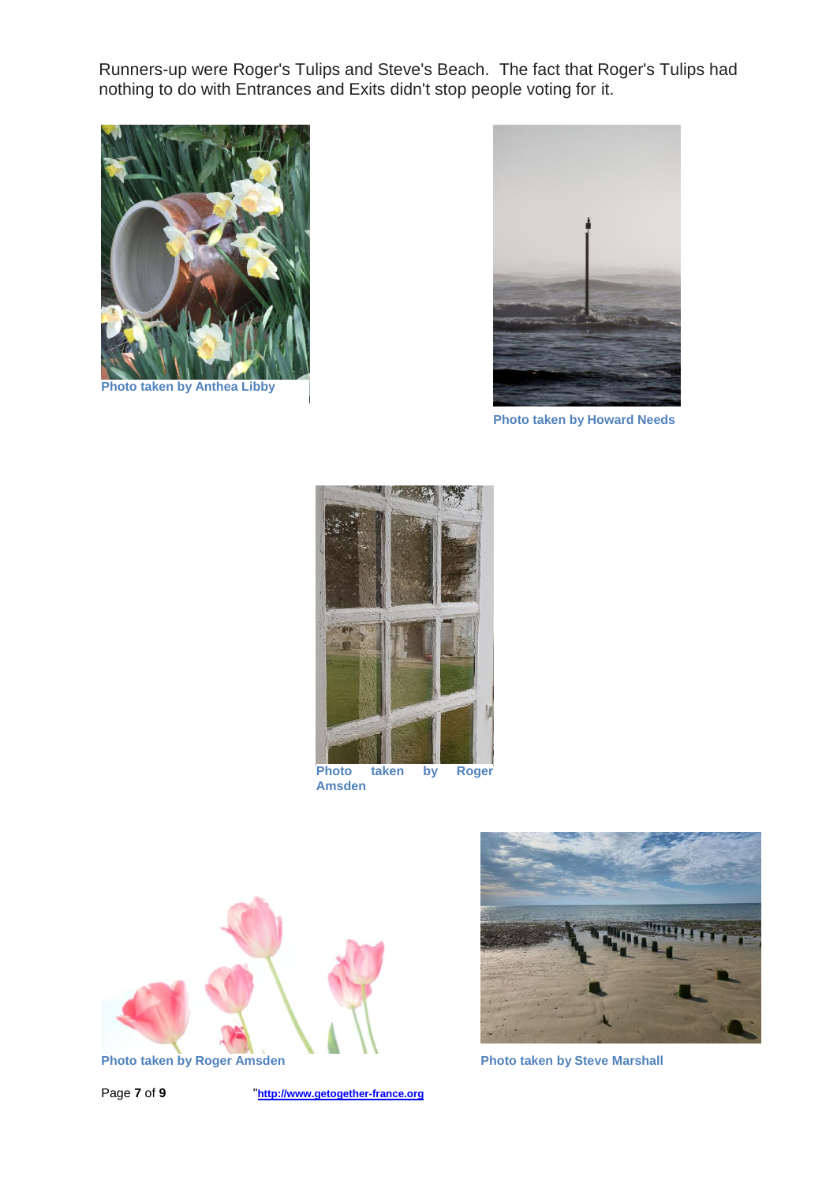Runners-up were Roger's Tulips and Steve's Beach. The fact that Roger's Tulips had nothing to do with Entrances and Exits didn't stop people voting for it.

**Photo taken by Anthea Libby**

**Photo taken by Howard Needs**

**Photo taken by Roger Amsden**

**Photo taken by Roger Amsden**

**Photo taken by Steve Marshall**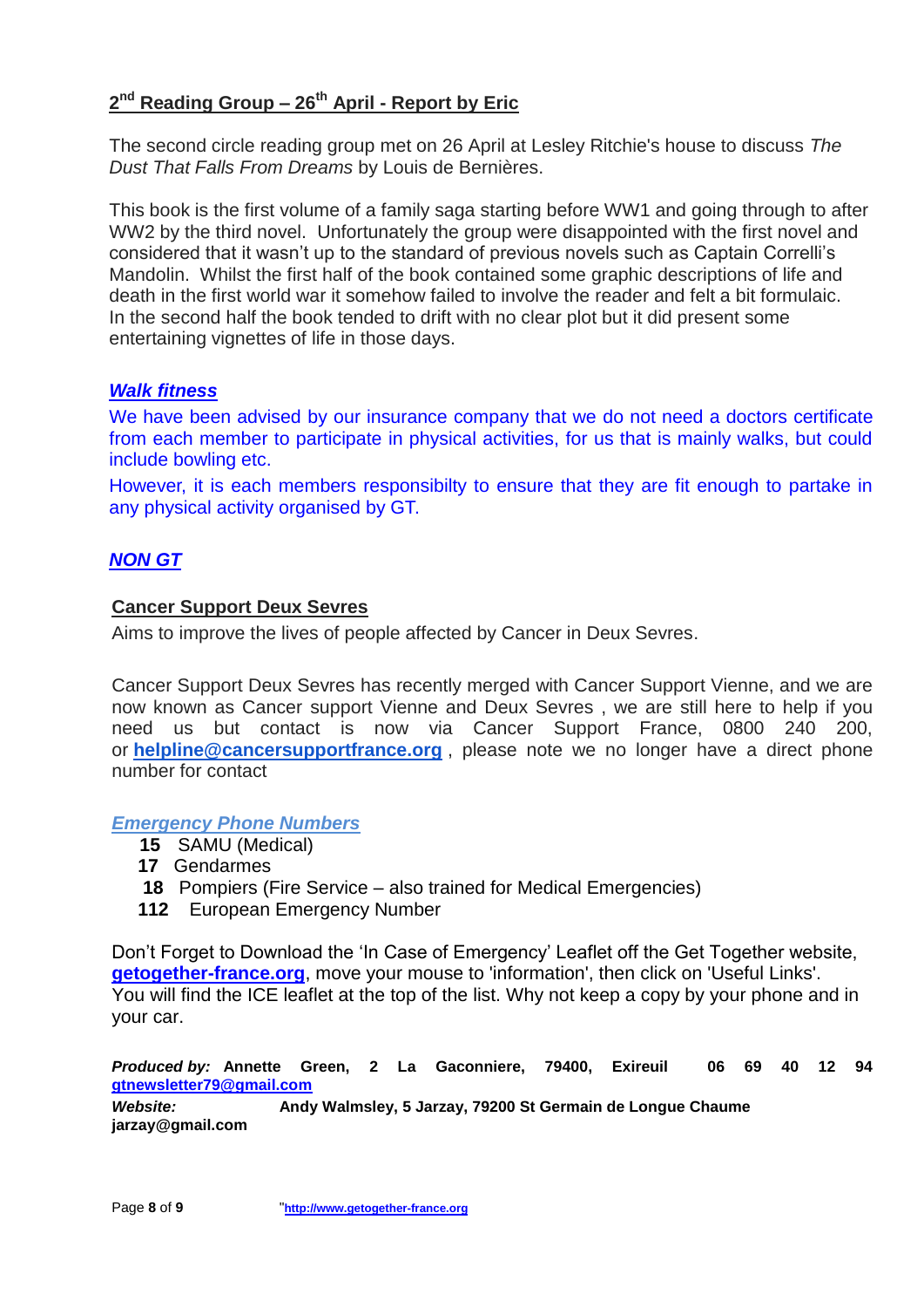## 2nd Reading Group – 26th April - Report by Eric

The second circle reading group met on 26 April at Lesley Ritchie's house to discuss *The Dust That Falls From Dreams* by Louis de Bernières.

This book is the first volume of a family saga starting before WW1 and going through to after WW2 by the third novel. Unfortunately the group were disappointed with the first novel and considered that it wasn't up to the standard of previous novels such as Captain Correlli's Mandolin. Whilst the first half of the book contained some graphic descriptions of life and death in the first world war it somehow failed to involve the reader and felt a bit formulaic. In the second half the book tended to drift with no clear plot but it did present some entertaining vignettes of life in those days.

## *Walk fitness*

We have been advised by our insurance company that we do not need a doctors certificate from each member to participate in physical activities, for us that is mainly walks, but could include bowling etc.

However, it is each members responsibilty to ensure that they are fit enough to partake in any physical activity organised by GT.

## *NON GT*

### Cancer Support Deux Sevres

Aims to improve the lives of people affected by Cancer in Deux Sevres.

Cancer Support Deux Sevres has recently merged with Cancer Support Vienne, and we are now known as Cancer support Vienne and Deux Sevres , we are still here to help if you need us but contact is now via Cancer Support France, 0800 240 200, or **helpline@cancersupportfrance.org** , please note we no longer have a direct phone number for contact

### *Emergency Phone Numbers*

- **15** SAMU (Medical)
- **17** Gendarmes
- **18** Pompiers (Fire Service – also trained for Medical Emergencies)
- **112** European Emergency Number

Don't Forget to Download the 'In Case of Emergency' Leaflet off the Get Together website, **getogether-france.org**, move your mouse to 'information', then click on 'Useful Links'. You will find the ICE leaflet at the top of the list. Why not keep a copy by your phone and in your car.

***Produced by:*** **Annette Green, 2 La Gaconniere, 79400, Exireuil 06 69 40 12 94 gtnewsletter79@gmail.com**

***Website:*** **Andy Walmsley, 5 Jarzay, 79200 St Germain de Longue Chaume jarzay@gmail.com**